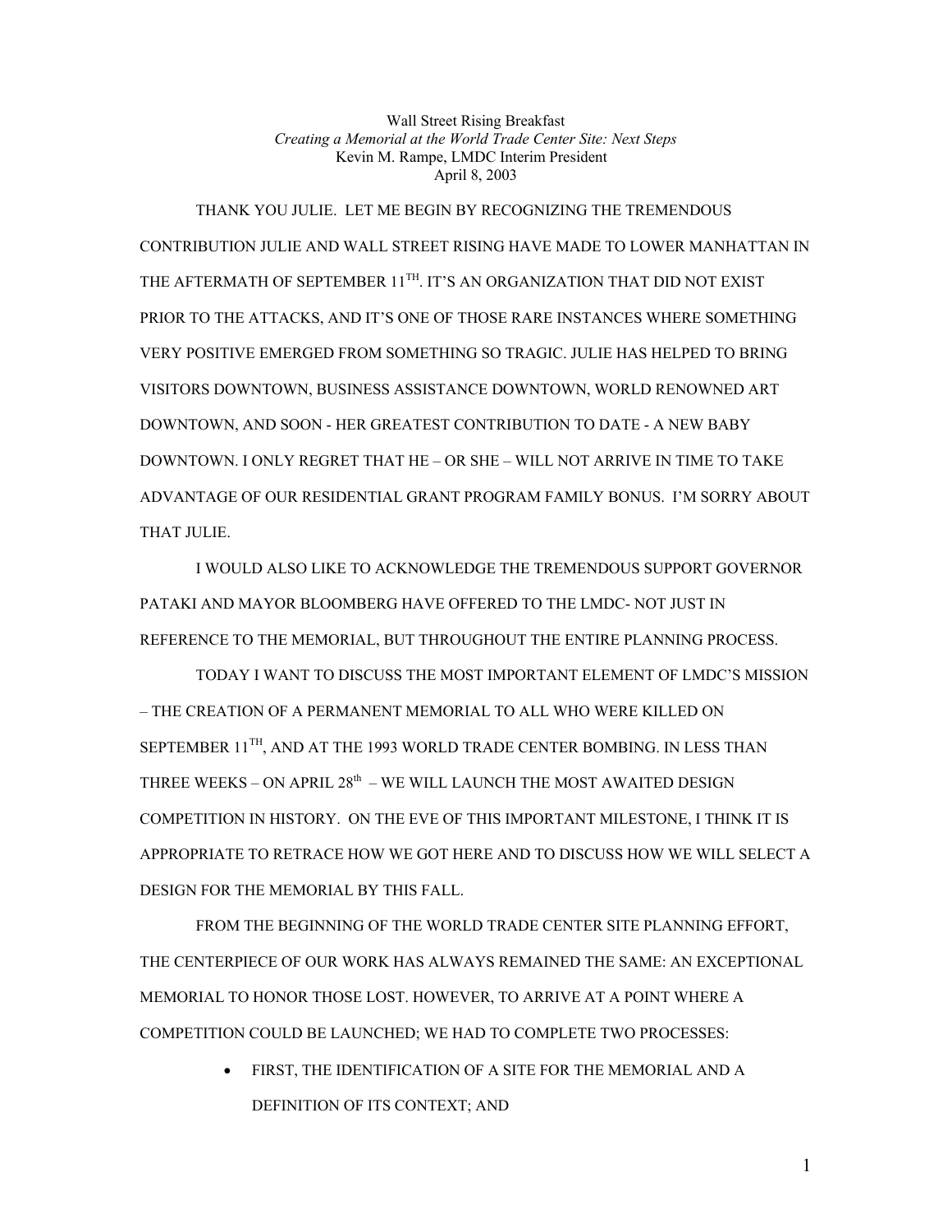Wall Street Rising Breakfast

*Creating a Memorial at the World Trade Center Site: Next Steps*

Kevin M. Rampe, LMDC Interim President

April 8, 2003

THANK YOU JULIE. LET ME BEGIN BY RECOGNIZING THE TREMENDOUS CONTRIBUTION JULIE AND WALL STREET RISING HAVE MADE TO LOWER MANHATTAN IN THE AFTERMATH OF SEPTEMBER 11TH. IT'S AN ORGANIZATION THAT DID NOT EXIST PRIOR TO THE ATTACKS, AND IT'S ONE OF THOSE RARE INSTANCES WHERE SOMETHING VERY POSITIVE EMERGED FROM SOMETHING SO TRAGIC. JULIE HAS HELPED TO BRING VISITORS DOWNTOWN, BUSINESS ASSISTANCE DOWNTOWN, WORLD RENOWNED ART DOWNTOWN, AND SOON - HER GREATEST CONTRIBUTION TO DATE - A NEW BABY DOWNTOWN. I ONLY REGRET THAT HE – OR SHE – WILL NOT ARRIVE IN TIME TO TAKE ADVANTAGE OF OUR RESIDENTIAL GRANT PROGRAM FAMILY BONUS. I'M SORRY ABOUT THAT JULIE.

I WOULD ALSO LIKE TO ACKNOWLEDGE THE TREMENDOUS SUPPORT GOVERNOR PATAKI AND MAYOR BLOOMBERG HAVE OFFERED TO THE LMDC- NOT JUST IN REFERENCE TO THE MEMORIAL, BUT THROUGHOUT THE ENTIRE PLANNING PROCESS.

TODAY I WANT TO DISCUSS THE MOST IMPORTANT ELEMENT OF LMDC'S MISSION – THE CREATION OF A PERMANENT MEMORIAL TO ALL WHO WERE KILLED ON SEPTEMBER 11TH, AND AT THE 1993 WORLD TRADE CENTER BOMBING. IN LESS THAN THREE WEEKS – ON APRIL 28th – WE WILL LAUNCH THE MOST AWAITED DESIGN COMPETITION IN HISTORY. ON THE EVE OF THIS IMPORTANT MILESTONE, I THINK IT IS APPROPRIATE TO RETRACE HOW WE GOT HERE AND TO DISCUSS HOW WE WILL SELECT A DESIGN FOR THE MEMORIAL BY THIS FALL.

FROM THE BEGINNING OF THE WORLD TRADE CENTER SITE PLANNING EFFORT, THE CENTERPIECE OF OUR WORK HAS ALWAYS REMAINED THE SAME: AN EXCEPTIONAL MEMORIAL TO HONOR THOSE LOST. HOWEVER, TO ARRIVE AT A POINT WHERE A COMPETITION COULD BE LAUNCHED; WE HAD TO COMPLETE TWO PROCESSES:

- FIRST, THE IDENTIFICATION OF A SITE FOR THE MEMORIAL AND A DEFINITION OF ITS CONTEXT; AND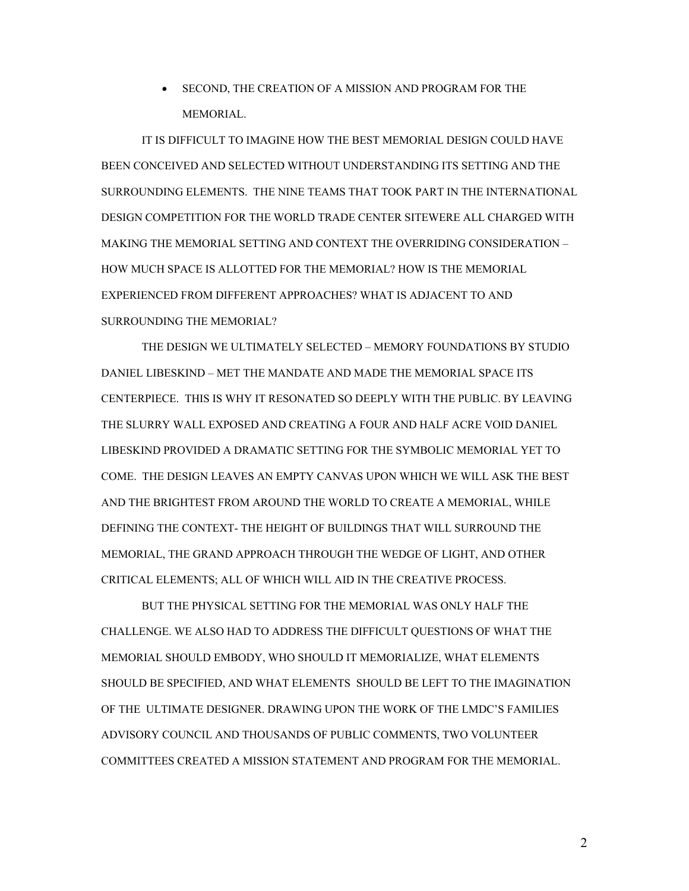- SECOND, THE CREATION OF A MISSION AND PROGRAM FOR THE MEMORIAL.

IT IS DIFFICULT TO IMAGINE HOW THE BEST MEMORIAL DESIGN COULD HAVE BEEN CONCEIVED AND SELECTED WITHOUT UNDERSTANDING ITS SETTING AND THE SURROUNDING ELEMENTS. THE NINE TEAMS THAT TOOK PART IN THE INTERNATIONAL DESIGN COMPETITION FOR THE WORLD TRADE CENTER SITEWERE ALL CHARGED WITH MAKING THE MEMORIAL SETTING AND CONTEXT THE OVERRIDING CONSIDERATION – HOW MUCH SPACE IS ALLOTTED FOR THE MEMORIAL? HOW IS THE MEMORIAL EXPERIENCED FROM DIFFERENT APPROACHES? WHAT IS ADJACENT TO AND SURROUNDING THE MEMORIAL?

THE DESIGN WE ULTIMATELY SELECTED – MEMORY FOUNDATIONS BY STUDIO DANIEL LIBESKIND – MET THE MANDATE AND MADE THE MEMORIAL SPACE ITS CENTERPIECE. THIS IS WHY IT RESONATED SO DEEPLY WITH THE PUBLIC. BY LEAVING THE SLURRY WALL EXPOSED AND CREATING A FOUR AND HALF ACRE VOID DANIEL LIBESKIND PROVIDED A DRAMATIC SETTING FOR THE SYMBOLIC MEMORIAL YET TO COME. THE DESIGN LEAVES AN EMPTY CANVAS UPON WHICH WE WILL ASK THE BEST AND THE BRIGHTEST FROM AROUND THE WORLD TO CREATE A MEMORIAL, WHILE DEFINING THE CONTEXT- THE HEIGHT OF BUILDINGS THAT WILL SURROUND THE MEMORIAL, THE GRAND APPROACH THROUGH THE WEDGE OF LIGHT, AND OTHER CRITICAL ELEMENTS; ALL OF WHICH WILL AID IN THE CREATIVE PROCESS.

BUT THE PHYSICAL SETTING FOR THE MEMORIAL WAS ONLY HALF THE CHALLENGE. WE ALSO HAD TO ADDRESS THE DIFFICULT QUESTIONS OF WHAT THE MEMORIAL SHOULD EMBODY, WHO SHOULD IT MEMORIALIZE, WHAT ELEMENTS SHOULD BE SPECIFIED, AND WHAT ELEMENTS SHOULD BE LEFT TO THE IMAGINATION OF THE ULTIMATE DESIGNER. DRAWING UPON THE WORK OF THE LMDC'S FAMILIES ADVISORY COUNCIL AND THOUSANDS OF PUBLIC COMMENTS, TWO VOLUNTEER COMMITTEES CREATED A MISSION STATEMENT AND PROGRAM FOR THE MEMORIAL.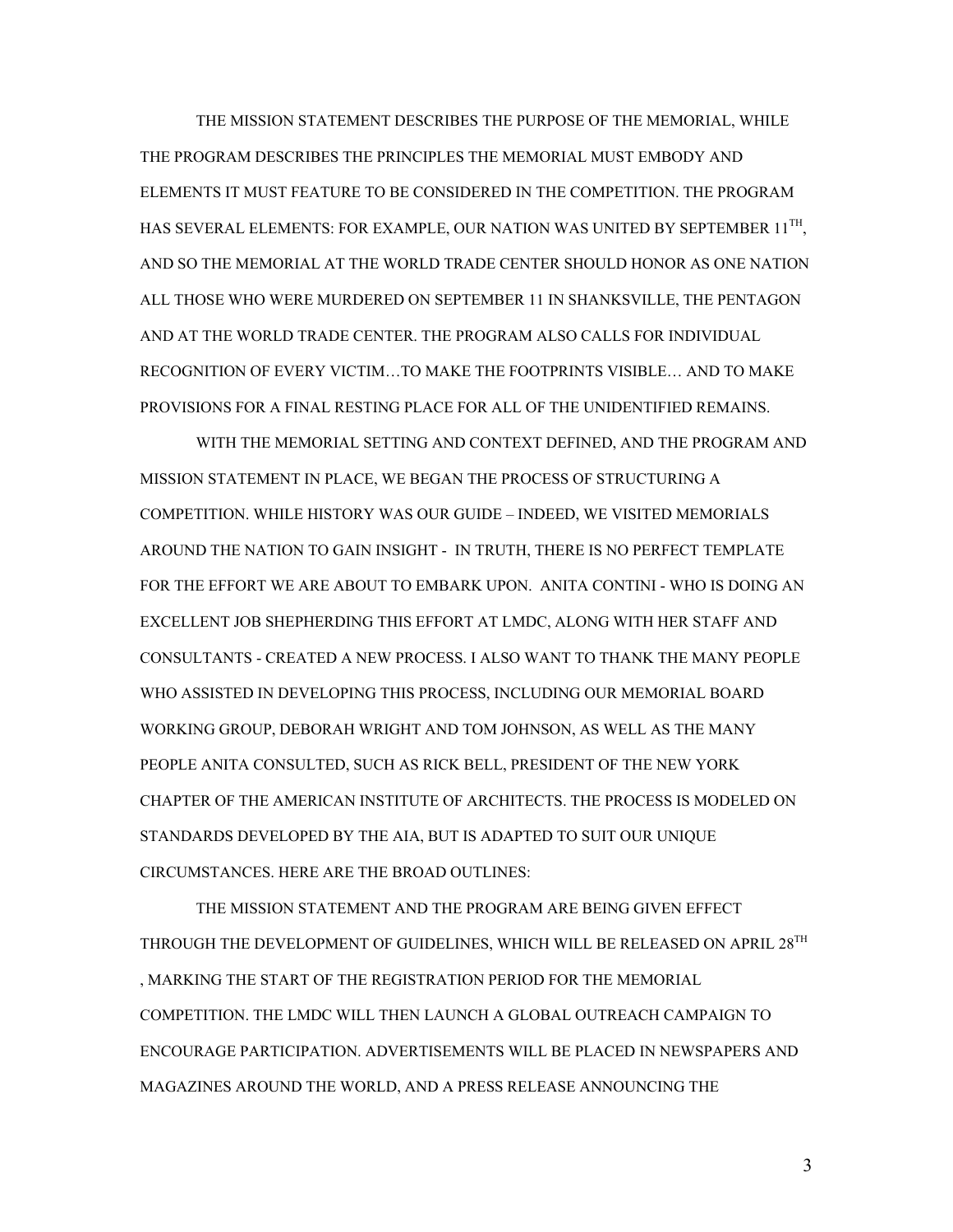THE MISSION STATEMENT DESCRIBES THE PURPOSE OF THE MEMORIAL, WHILE THE PROGRAM DESCRIBES THE PRINCIPLES THE MEMORIAL MUST EMBODY AND ELEMENTS IT MUST FEATURE TO BE CONSIDERED IN THE COMPETITION. THE PROGRAM HAS SEVERAL ELEMENTS: FOR EXAMPLE, OUR NATION WAS UNITED BY SEPTEMBER 11TH, AND SO THE MEMORIAL AT THE WORLD TRADE CENTER SHOULD HONOR AS ONE NATION ALL THOSE WHO WERE MURDERED ON SEPTEMBER 11 IN SHANKSVILLE, THE PENTAGON AND AT THE WORLD TRADE CENTER. THE PROGRAM ALSO CALLS FOR INDIVIDUAL RECOGNITION OF EVERY VICTIM…TO MAKE THE FOOTPRINTS VISIBLE… AND TO MAKE PROVISIONS FOR A FINAL RESTING PLACE FOR ALL OF THE UNIDENTIFIED REMAINS.

WITH THE MEMORIAL SETTING AND CONTEXT DEFINED, AND THE PROGRAM AND MISSION STATEMENT IN PLACE, WE BEGAN THE PROCESS OF STRUCTURING A COMPETITION. WHILE HISTORY WAS OUR GUIDE – INDEED, WE VISITED MEMORIALS AROUND THE NATION TO GAIN INSIGHT - IN TRUTH, THERE IS NO PERFECT TEMPLATE FOR THE EFFORT WE ARE ABOUT TO EMBARK UPON. ANITA CONTINI - WHO IS DOING AN EXCELLENT JOB SHEPHERDING THIS EFFORT AT LMDC, ALONG WITH HER STAFF AND CONSULTANTS - CREATED A NEW PROCESS. I ALSO WANT TO THANK THE MANY PEOPLE WHO ASSISTED IN DEVELOPING THIS PROCESS, INCLUDING OUR MEMORIAL BOARD WORKING GROUP, DEBORAH WRIGHT AND TOM JOHNSON, AS WELL AS THE MANY PEOPLE ANITA CONSULTED, SUCH AS RICK BELL, PRESIDENT OF THE NEW YORK CHAPTER OF THE AMERICAN INSTITUTE OF ARCHITECTS. THE PROCESS IS MODELED ON STANDARDS DEVELOPED BY THE AIA, BUT IS ADAPTED TO SUIT OUR UNIQUE CIRCUMSTANCES. HERE ARE THE BROAD OUTLINES:

THE MISSION STATEMENT AND THE PROGRAM ARE BEING GIVEN EFFECT THROUGH THE DEVELOPMENT OF GUIDELINES, WHICH WILL BE RELEASED ON APRIL 28TH, MARKING THE START OF THE REGISTRATION PERIOD FOR THE MEMORIAL COMPETITION. THE LMDC WILL THEN LAUNCH A GLOBAL OUTREACH CAMPAIGN TO ENCOURAGE PARTICIPATION. ADVERTISEMENTS WILL BE PLACED IN NEWSPAPERS AND MAGAZINES AROUND THE WORLD, AND A PRESS RELEASE ANNOUNCING THE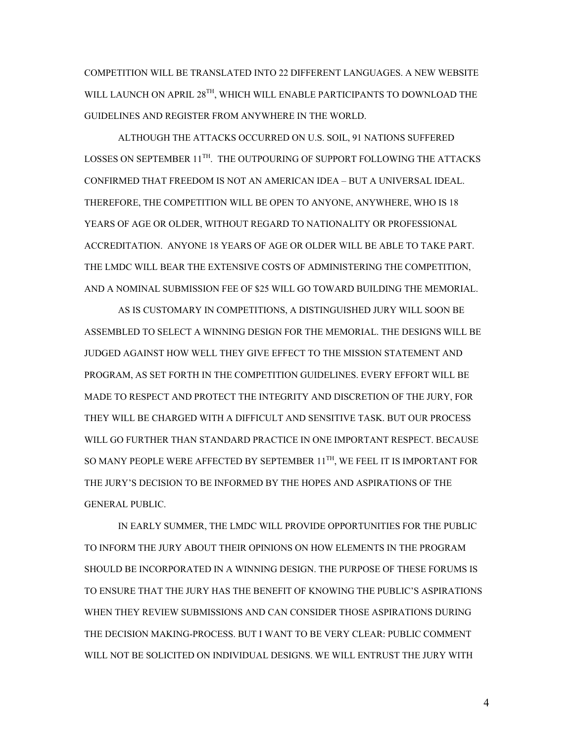COMPETITION WILL BE TRANSLATED INTO 22 DIFFERENT LANGUAGES. A NEW WEBSITE WILL LAUNCH ON APRIL 28TH, WHICH WILL ENABLE PARTICIPANTS TO DOWNLOAD THE GUIDELINES AND REGISTER FROM ANYWHERE IN THE WORLD.

ALTHOUGH THE ATTACKS OCCURRED ON U.S. SOIL, 91 NATIONS SUFFERED LOSSES ON SEPTEMBER 11TH. THE OUTPOURING OF SUPPORT FOLLOWING THE ATTACKS CONFIRMED THAT FREEDOM IS NOT AN AMERICAN IDEA – BUT A UNIVERSAL IDEAL. THEREFORE, THE COMPETITION WILL BE OPEN TO ANYONE, ANYWHERE, WHO IS 18 YEARS OF AGE OR OLDER, WITHOUT REGARD TO NATIONALITY OR PROFESSIONAL ACCREDITATION. ANYONE 18 YEARS OF AGE OR OLDER WILL BE ABLE TO TAKE PART. THE LMDC WILL BEAR THE EXTENSIVE COSTS OF ADMINISTERING THE COMPETITION, AND A NOMINAL SUBMISSION FEE OF $25 WILL GO TOWARD BUILDING THE MEMORIAL.

AS IS CUSTOMARY IN COMPETITIONS, A DISTINGUISHED JURY WILL SOON BE ASSEMBLED TO SELECT A WINNING DESIGN FOR THE MEMORIAL. THE DESIGNS WILL BE JUDGED AGAINST HOW WELL THEY GIVE EFFECT TO THE MISSION STATEMENT AND PROGRAM, AS SET FORTH IN THE COMPETITION GUIDELINES. EVERY EFFORT WILL BE MADE TO RESPECT AND PROTECT THE INTEGRITY AND DISCRETION OF THE JURY, FOR THEY WILL BE CHARGED WITH A DIFFICULT AND SENSITIVE TASK. BUT OUR PROCESS WILL GO FURTHER THAN STANDARD PRACTICE IN ONE IMPORTANT RESPECT. BECAUSE SO MANY PEOPLE WERE AFFECTED BY SEPTEMBER 11TH, WE FEEL IT IS IMPORTANT FOR THE JURY'S DECISION TO BE INFORMED BY THE HOPES AND ASPIRATIONS OF THE GENERAL PUBLIC.

IN EARLY SUMMER, THE LMDC WILL PROVIDE OPPORTUNITIES FOR THE PUBLIC TO INFORM THE JURY ABOUT THEIR OPINIONS ON HOW ELEMENTS IN THE PROGRAM SHOULD BE INCORPORATED IN A WINNING DESIGN. THE PURPOSE OF THESE FORUMS IS TO ENSURE THAT THE JURY HAS THE BENEFIT OF KNOWING THE PUBLIC'S ASPIRATIONS WHEN THEY REVIEW SUBMISSIONS AND CAN CONSIDER THOSE ASPIRATIONS DURING THE DECISION MAKING-PROCESS. BUT I WANT TO BE VERY CLEAR: PUBLIC COMMENT WILL NOT BE SOLICITED ON INDIVIDUAL DESIGNS. WE WILL ENTRUST THE JURY WITH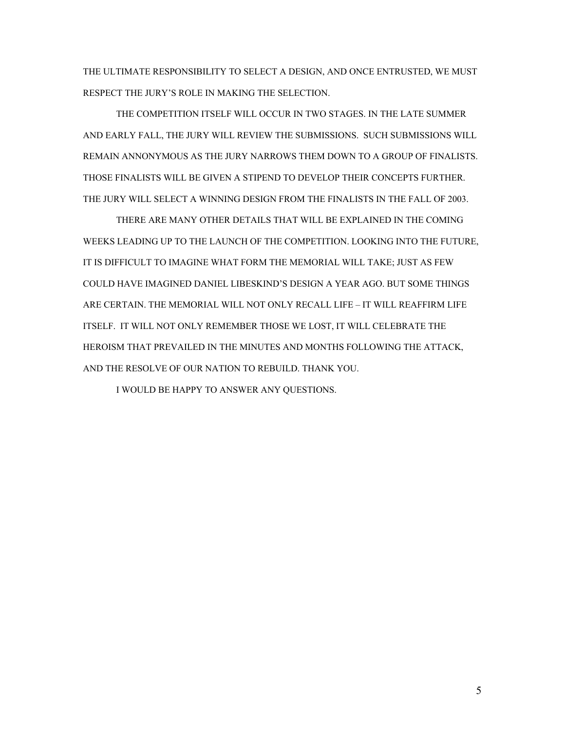THE ULTIMATE RESPONSIBILITY TO SELECT A DESIGN, AND ONCE ENTRUSTED, WE MUST RESPECT THE JURY'S ROLE IN MAKING THE SELECTION.

THE COMPETITION ITSELF WILL OCCUR IN TWO STAGES. IN THE LATE SUMMER AND EARLY FALL, THE JURY WILL REVIEW THE SUBMISSIONS. SUCH SUBMISSIONS WILL REMAIN ANNONYMOUS AS THE JURY NARROWS THEM DOWN TO A GROUP OF FINALISTS. THOSE FINALISTS WILL BE GIVEN A STIPEND TO DEVELOP THEIR CONCEPTS FURTHER. THE JURY WILL SELECT A WINNING DESIGN FROM THE FINALISTS IN THE FALL OF 2003.

THERE ARE MANY OTHER DETAILS THAT WILL BE EXPLAINED IN THE COMING WEEKS LEADING UP TO THE LAUNCH OF THE COMPETITION. LOOKING INTO THE FUTURE, IT IS DIFFICULT TO IMAGINE WHAT FORM THE MEMORIAL WILL TAKE; JUST AS FEW COULD HAVE IMAGINED DANIEL LIBESKIND'S DESIGN A YEAR AGO. BUT SOME THINGS ARE CERTAIN. THE MEMORIAL WILL NOT ONLY RECALL LIFE – IT WILL REAFFIRM LIFE ITSELF. IT WILL NOT ONLY REMEMBER THOSE WE LOST, IT WILL CELEBRATE THE HEROISM THAT PREVAILED IN THE MINUTES AND MONTHS FOLLOWING THE ATTACK, AND THE RESOLVE OF OUR NATION TO REBUILD. THANK YOU.

I WOULD BE HAPPY TO ANSWER ANY QUESTIONS.